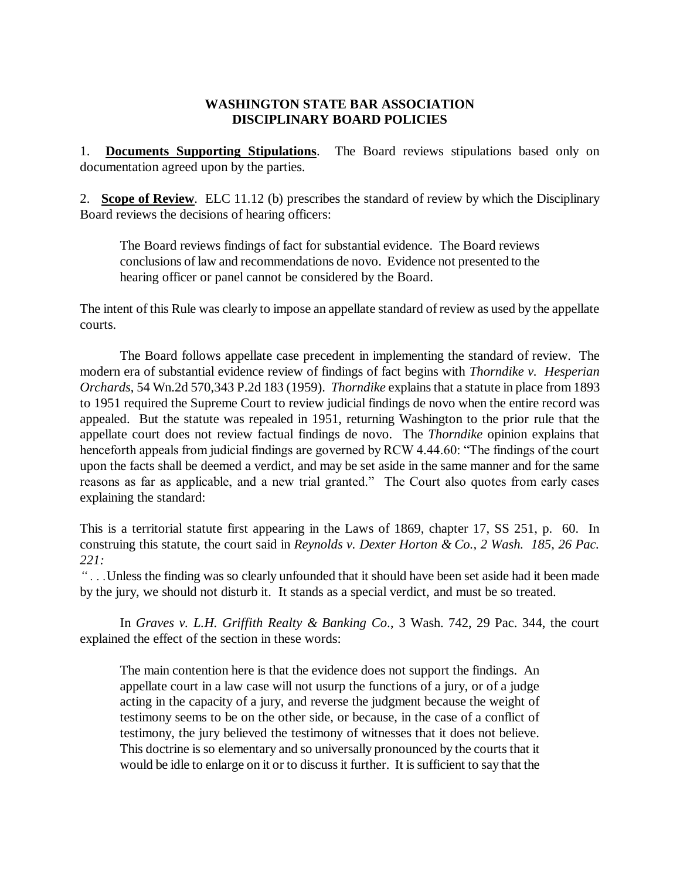**WASHINGTON STATE BAR ASSOCIATION**
**DISCIPLINARY BOARD POLICIES**

1. **Documents Supporting Stipulations**. The Board reviews stipulations based only on documentation agreed upon by the parties.

2. **Scope of Review**. ELC 11.12 (b) prescribes the standard of review by which the Disciplinary Board reviews the decisions of hearing officers:

> The Board reviews findings of fact for substantial evidence. The Board reviews conclusions of law and recommendations de novo. Evidence not presented to the hearing officer or panel cannot be considered by the Board.

The intent of this Rule was clearly to impose an appellate standard of review as used by the appellate courts.

The Board follows appellate case precedent in implementing the standard of review. The modern era of substantial evidence review of findings of fact begins with *Thorndike v. Hesperian Orchards*, 54 Wn.2d 570,343 P.2d 183 (1959). *Thorndike* explains that a statute in place from 1893 to 1951 required the Supreme Court to review judicial findings de novo when the entire record was appealed. But the statute was repealed in 1951, returning Washington to the prior rule that the appellate court does not review factual findings de novo. The *Thorndike* opinion explains that henceforth appeals from judicial findings are governed by RCW 4.44.60: "The findings of the court upon the facts shall be deemed a verdict, and may be set aside in the same manner and for the same reasons as far as applicable, and a new trial granted." The Court also quotes from early cases explaining the standard:

This is a territorial statute first appearing in the Laws of 1869, chapter 17, SS 251, p. 60. In construing this statute, the court said in *Reynolds v. Dexter Horton & Co., 2 Wash. 185, 26 Pac. 221:*
*"* . . .Unless the finding was so clearly unfounded that it should have been set aside had it been made by the jury, we should not disturb it. It stands as a special verdict, and must be so treated.

In *Graves v. L.H. Griffith Realty & Banking Co.*, 3 Wash. 742, 29 Pac. 344, the court explained the effect of the section in these words:

> The main contention here is that the evidence does not support the findings. An appellate court in a law case will not usurp the functions of a jury, or of a judge acting in the capacity of a jury, and reverse the judgment because the weight of testimony seems to be on the other side, or because, in the case of a conflict of testimony, the jury believed the testimony of witnesses that it does not believe. This doctrine is so elementary and so universally pronounced by the courts that it would be idle to enlarge on it or to discuss it further. It is sufficient to say that the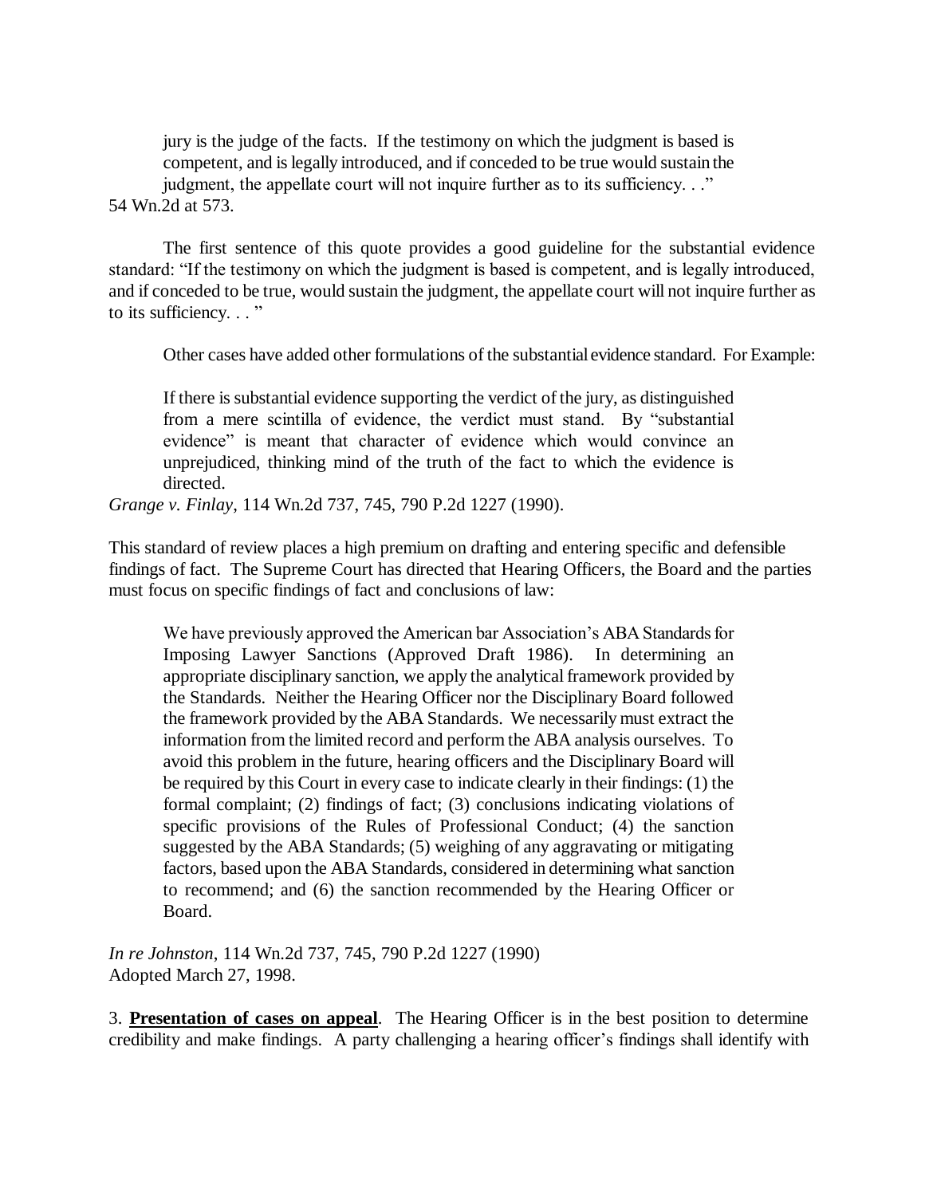> jury is the judge of the facts. If the testimony on which the judgment is based is competent, and is legally introduced, and if conceded to be true would sustain the judgment, the appellate court will not inquire further as to its sufficiency. . ."

54 Wn.2d at 573.

The first sentence of this quote provides a good guideline for the substantial evidence standard: "If the testimony on which the judgment is based is competent, and is legally introduced, and if conceded to be true, would sustain the judgment, the appellate court will not inquire further as to its sufficiency. . . "

Other cases have added other formulations of the substantial evidence standard. For Example:

> If there is substantial evidence supporting the verdict of the jury, as distinguished from a mere scintilla of evidence, the verdict must stand. By "substantial evidence" is meant that character of evidence which would convince an unprejudiced, thinking mind of the truth of the fact to which the evidence is directed.

*Grange v. Finlay*, 114 Wn.2d 737, 745, 790 P.2d 1227 (1990).

This standard of review places a high premium on drafting and entering specific and defensible findings of fact. The Supreme Court has directed that Hearing Officers, the Board and the parties must focus on specific findings of fact and conclusions of law:

> We have previously approved the American bar Association's ABA Standards for Imposing Lawyer Sanctions (Approved Draft 1986). In determining an appropriate disciplinary sanction, we apply the analytical framework provided by the Standards. Neither the Hearing Officer nor the Disciplinary Board followed the framework provided by the ABA Standards. We necessarily must extract the information from the limited record and perform the ABA analysis ourselves. To avoid this problem in the future, hearing officers and the Disciplinary Board will be required by this Court in every case to indicate clearly in their findings: (1) the formal complaint; (2) findings of fact; (3) conclusions indicating violations of specific provisions of the Rules of Professional Conduct; (4) the sanction suggested by the ABA Standards; (5) weighing of any aggravating or mitigating factors, based upon the ABA Standards, considered in determining what sanction to recommend; and (6) the sanction recommended by the Hearing Officer or Board.

*In re Johnston*, 114 Wn.2d 737, 745, 790 P.2d 1227 (1990)
Adopted March 27, 1998.

3. **<u>Presentation of cases on appeal</u>**. The Hearing Officer is in the best position to determine credibility and make findings. A party challenging a hearing officer's findings shall identify with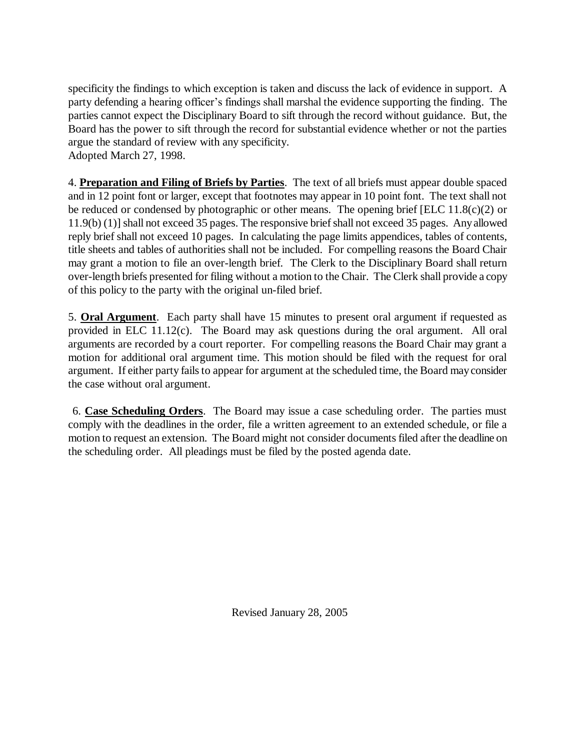specificity the findings to which exception is taken and discuss the lack of evidence in support. A party defending a hearing officer's findings shall marshal the evidence supporting the finding. The parties cannot expect the Disciplinary Board to sift through the record without guidance. But, the Board has the power to sift through the record for substantial evidence whether or not the parties argue the standard of review with any specificity.
Adopted March 27, 1998.

4. **Preparation and Filing of Briefs by Parties**. The text of all briefs must appear double spaced and in 12 point font or larger, except that footnotes may appear in 10 point font. The text shall not be reduced or condensed by photographic or other means. The opening brief [ELC 11.8(c)(2) or 11.9(b) (1)] shall not exceed 35 pages. The responsive brief shall not exceed 35 pages. Any allowed reply brief shall not exceed 10 pages. In calculating the page limits appendices, tables of contents, title sheets and tables of authorities shall not be included. For compelling reasons the Board Chair may grant a motion to file an over-length brief. The Clerk to the Disciplinary Board shall return over-length briefs presented for filing without a motion to the Chair. The Clerk shall provide a copy of this policy to the party with the original un-filed brief.

5. **Oral Argument**. Each party shall have 15 minutes to present oral argument if requested as provided in ELC 11.12(c). The Board may ask questions during the oral argument. All oral arguments are recorded by a court reporter. For compelling reasons the Board Chair may grant a motion for additional oral argument time. This motion should be filed with the request for oral argument. If either party fails to appear for argument at the scheduled time, the Board may consider the case without oral argument.

6. **Case Scheduling Orders**. The Board may issue a case scheduling order. The parties must comply with the deadlines in the order, file a written agreement to an extended schedule, or file a motion to request an extension. The Board might not consider documents filed after the deadline on the scheduling order. All pleadings must be filed by the posted agenda date.

Revised January 28, 2005